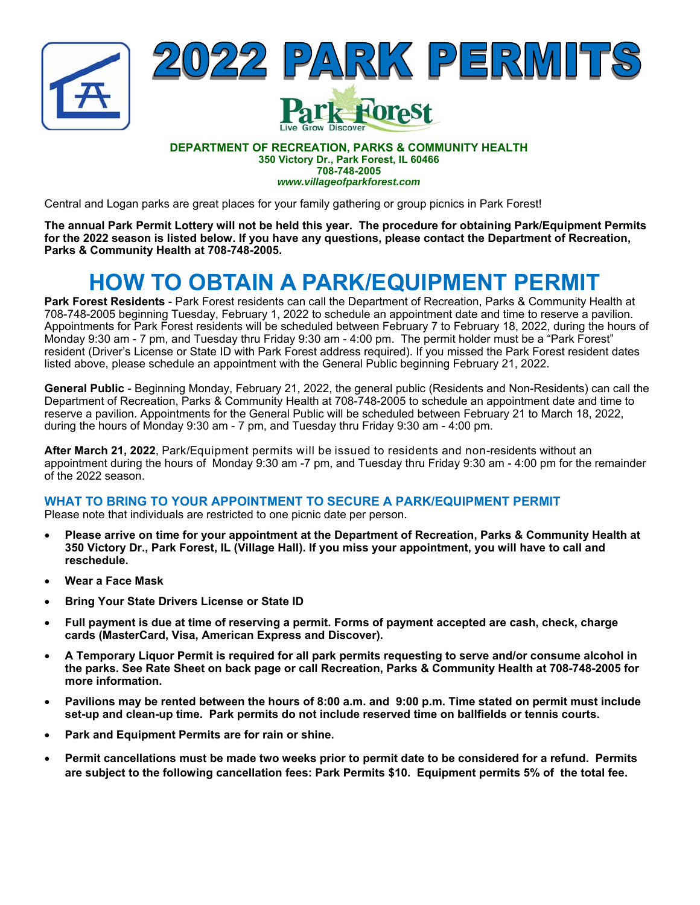# 2022 PARK PERMITS

Park Forest
Live Grow Discover

**DEPARTMENT OF RECREATION, PARKS & COMMUNITY HEALTH**
**350 Victory Dr., Park Forest, IL 60466**
**708-748-2005**
***www.villageofparkforest.com***

Central and Logan parks are great places for your family gathering or group picnics in Park Forest!

**The annual Park Permit Lottery will not be held this year. The procedure for obtaining Park/Equipment Permits for the 2022 season is listed below. If you have any questions, please contact the Department of Recreation, Parks & Community Health at 708-748-2005.**

# HOW TO OBTAIN A PARK/EQUIPMENT PERMIT

**Park Forest Residents** - Park Forest residents can call the Department of Recreation, Parks & Community Health at 708-748-2005 beginning Tuesday, February 1, 2022 to schedule an appointment date and time to reserve a pavilion. Appointments for Park Forest residents will be scheduled between February 7 to February 18, 2022, during the hours of Monday 9:30 am - 7 pm, and Tuesday thru Friday 9:30 am - 4:00 pm. The permit holder must be a "Park Forest" resident (Driver's License or State ID with Park Forest address required). If you missed the Park Forest resident dates listed above, please schedule an appointment with the General Public beginning February 21, 2022.

**General Public** - Beginning Monday, February 21, 2022, the general public (Residents and Non-Residents) can call the Department of Recreation, Parks & Community Health at 708-748-2005 to schedule an appointment date and time to reserve a pavilion. Appointments for the General Public will be scheduled between February 21 to March 18, 2022, during the hours of Monday 9:30 am - 7 pm, and Tuesday thru Friday 9:30 am - 4:00 pm.

**After March 21, 2022**, Park/Equipment permits will be issued to residents and non-residents without an appointment during the hours of Monday 9:30 am -7 pm, and Tuesday thru Friday 9:30 am - 4:00 pm for the remainder of the 2022 season.

## WHAT TO BRING TO YOUR APPOINTMENT TO SECURE A PARK/EQUIPMENT PERMIT

Please note that individuals are restricted to one picnic date per person.

- **Please arrive on time for your appointment at the Department of Recreation, Parks & Community Health at 350 Victory Dr., Park Forest, IL (Village Hall). If you miss your appointment, you will have to call and reschedule.**
- **Wear a Face Mask**
- **Bring Your State Drivers License or State ID**
- **Full payment is due at time of reserving a permit. Forms of payment accepted are cash, check, charge cards (MasterCard, Visa, American Express and Discover).**
- **A Temporary Liquor Permit is required for all park permits requesting to serve and/or consume alcohol in the parks. See Rate Sheet on back page or call Recreation, Parks & Community Health at 708-748-2005 for more information.**
- **Pavilions may be rented between the hours of 8:00 a.m. and 9:00 p.m. Time stated on permit must include set-up and clean-up time. Park permits do not include reserved time on ballfields or tennis courts.**
- **Park and Equipment Permits are for rain or shine.**
- **Permit cancellations must be made two weeks prior to permit date to be considered for a refund. Permits are subject to the following cancellation fees: Park Permits $10. Equipment permits 5% of the total fee.**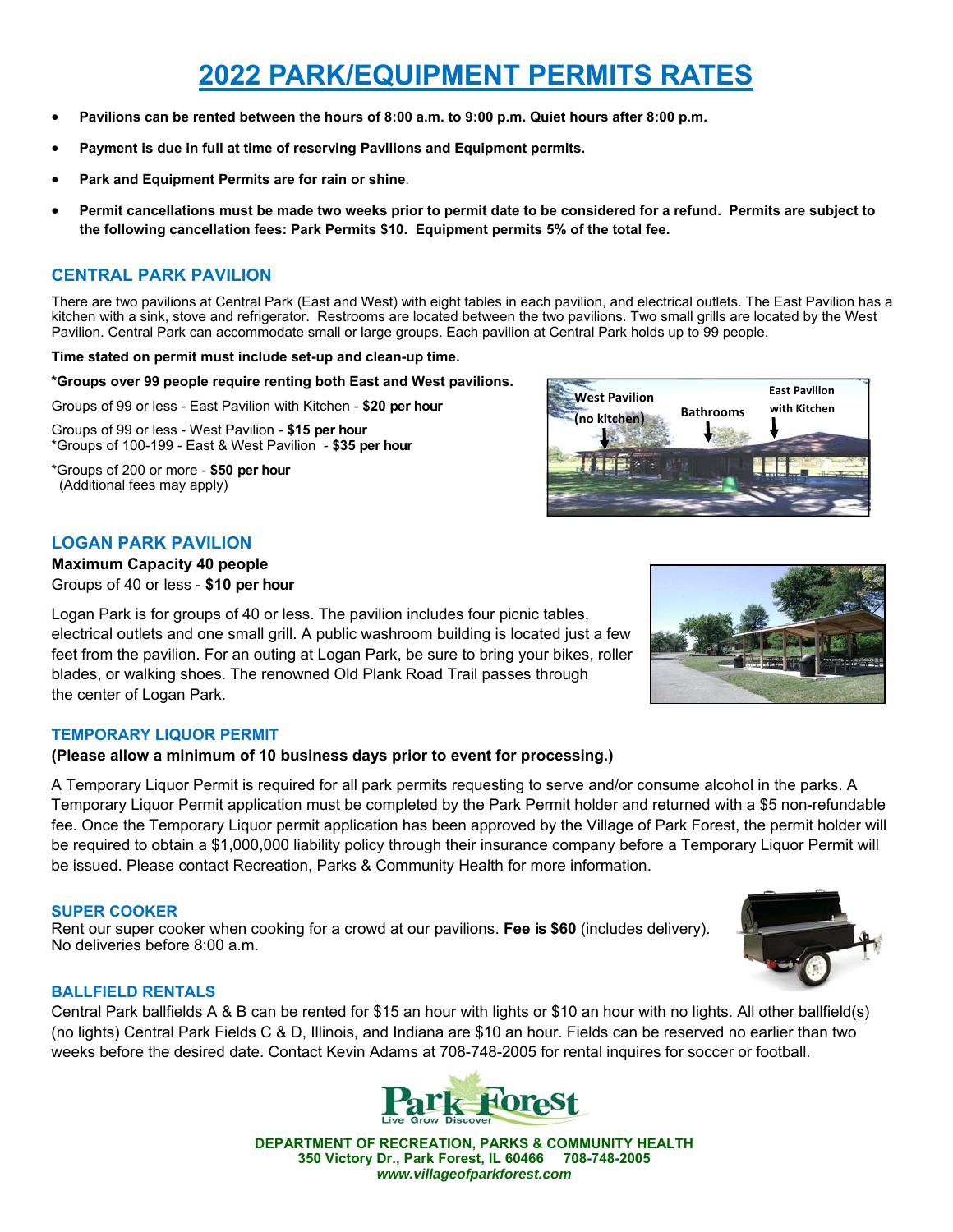# 2022 PARK/EQUIPMENT PERMITS RATES

- **Pavilions can be rented between the hours of 8:00 a.m. to 9:00 p.m. Quiet hours after 8:00 p.m.**
- **Payment is due in full at time of reserving Pavilions and Equipment permits.**
- **Park and Equipment Permits are for rain or shine**.
- **Permit cancellations must be made two weeks prior to permit date to be considered for a refund. Permits are subject to the following cancellation fees: Park Permits $10. Equipment permits 5% of the total fee.**

## CENTRAL PARK PAVILION

There are two pavilions at Central Park (East and West) with eight tables in each pavilion, and electrical outlets. The East Pavilion has a kitchen with a sink, stove and refrigerator. Restrooms are located between the two pavilions. Two small grills are located by the West Pavilion. Central Park can accommodate small or large groups. Each pavilion at Central Park holds up to 99 people.

**Time stated on permit must include set-up and clean-up time.**

**\*Groups over 99 people require renting both East and West pavilions.**

Groups of 99 or less - East Pavilion with Kitchen - **$20 per hour**

Groups of 99 or less - West Pavilion - **$15 per hour**
\*Groups of 100-199 - East & West Pavilion - **$35 per hour**

\*Groups of 200 or more - **$50 per hour**
(Additional fees may apply)

West Pavilion (no kitchen)
Bathrooms
East Pavilion with Kitchen

## LOGAN PARK PAVILION

**Maximum Capacity 40 people**
Groups of 40 or less - **$10 per hour**

Logan Park is for groups of 40 or less. The pavilion includes four picnic tables, electrical outlets and one small grill. A public washroom building is located just a few feet from the pavilion. For an outing at Logan Park, be sure to bring your bikes, roller blades, or walking shoes. The renowned Old Plank Road Trail passes through the center of Logan Park.

## TEMPORARY LIQUOR PERMIT

**(Please allow a minimum of 10 business days prior to event for processing.)**

A Temporary Liquor Permit is required for all park permits requesting to serve and/or consume alcohol in the parks. A Temporary Liquor Permit application must be completed by the Park Permit holder and returned with a $5 non-refundable fee. Once the Temporary Liquor permit application has been approved by the Village of Park Forest, the permit holder will be required to obtain a $1,000,000 liability policy through their insurance company before a Temporary Liquor Permit will be issued. Please contact Recreation, Parks & Community Health for more information.

## SUPER COOKER

Rent our super cooker when cooking for a crowd at our pavilions. **Fee is $60** (includes delivery). No deliveries before 8:00 a.m.

## BALLFIELD RENTALS

Central Park ballfields A & B can be rented for $15 an hour with lights or $10 an hour with no lights. All other ballfield(s) (no lights) Central Park Fields C & D, Illinois, and Indiana are $10 an hour. Fields can be reserved no earlier than two weeks before the desired date. Contact Kevin Adams at 708-748-2005 for rental inquires for soccer or football.

Park Forest
Live Grow Discover

**DEPARTMENT OF RECREATION, PARKS & COMMUNITY HEALTH**
**350 Victory Dr., Park Forest, IL 60466 708-748-2005**
***www.villageofparkforest.com***